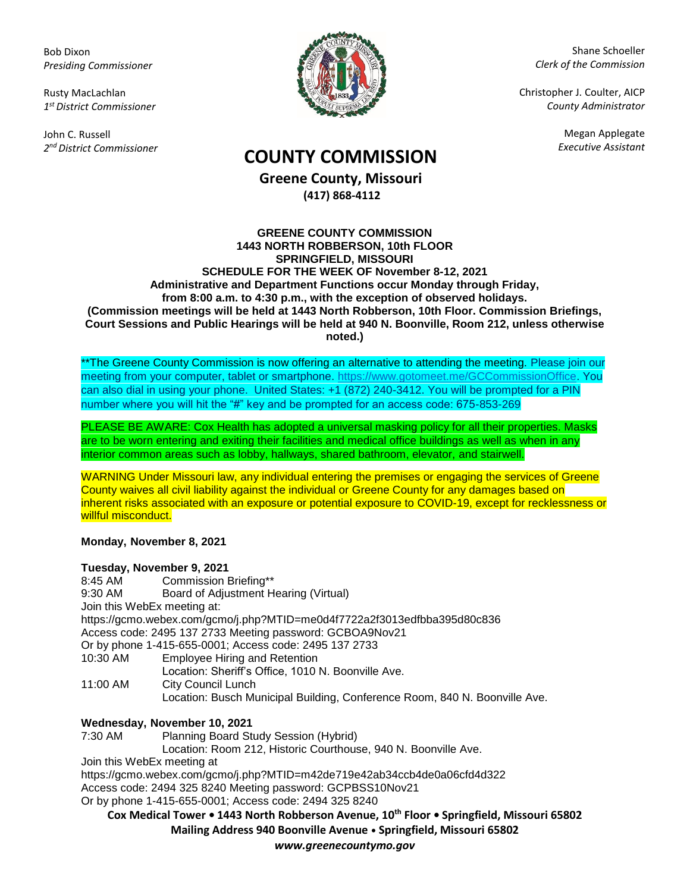Bob Dixon
*Presiding Commissioner*

Rusty MacLachlan
*1st District Commissioner*

John C. Russell
*2nd District Commissioner*

Shane Schoeller
*Clerk of the Commission*

Christopher J. Coulter, AICP
*County Administrator*

Megan Applegate
*Executive Assistant*

# COUNTY COMMISSION

## Greene County, Missouri

**(417) 868-4112**

**GREENE COUNTY COMMISSION**
**1443 NORTH ROBBERSON, 10th FLOOR**
**SPRINGFIELD, MISSOURI**
**SCHEDULE FOR THE WEEK OF November 8-12, 2021**
**Administrative and Department Functions occur Monday through Friday, from 8:00 a.m. to 4:30 p.m., with the exception of observed holidays.**
**(Commission meetings will be held at 1443 North Robberson, 10th Floor. Commission Briefings, Court Sessions and Public Hearings will be held at 940 N. Boonville, Room 212, unless otherwise noted.)**

**The Greene County Commission is now offering an alternative to attending the meeting. Please join our meeting from your computer, tablet or smartphone. https://www.gotomeet.me/GCCommissionOffice. You can also dial in using your phone. United States: +1 (872) 240-3412. You will be prompted for a PIN number where you will hit the "#" key and be prompted for an access code: 675-853-269

PLEASE BE AWARE: Cox Health has adopted a universal masking policy for all their properties. Masks are to be worn entering and exiting their facilities and medical office buildings as well as when in any interior common areas such as lobby, hallways, shared bathroom, elevator, and stairwell.

WARNING Under Missouri law, any individual entering the premises or engaging the services of Greene County waives all civil liability against the individual or Greene County for any damages based on inherent risks associated with an exposure or potential exposure to COVID-19, except for recklessness or willful misconduct.

**Monday, November 8, 2021**

**Tuesday, November 9, 2021**

8:45 AM Commission Briefing**
9:30 AM Board of Adjustment Hearing (Virtual)
Join this WebEx meeting at:
https://gcmo.webex.com/gcmo/j.php?MTID=me0d4f7722a2f3013edfbba395d80c836
Access code: 2495 137 2733 Meeting password: GCBOA9Nov21
Or by phone 1-415-655-0001; Access code: 2495 137 2733
10:30 AM Employee Hiring and Retention
Location: Sheriff's Office, 1010 N. Boonville Ave.
11:00 AM City Council Lunch
Location: Busch Municipal Building, Conference Room, 840 N. Boonville Ave.

**Wednesday, November 10, 2021**

7:30 AM Planning Board Study Session (Hybrid)
Location: Room 212, Historic Courthouse, 940 N. Boonville Ave.
Join this WebEx meeting at
https://gcmo.webex.com/gcmo/j.php?MTID=m42de719e42ab34ccb4de0a06cfd4d322
Access code: 2494 325 8240 Meeting password: GCPBSS10Nov21
Or by phone 1-415-655-0001; Access code: 2494 325 8240

**Cox Medical Tower • 1443 North Robberson Avenue, 10th Floor • Springfield, Missouri 65802**
**Mailing Address 940 Boonville Avenue • Springfield, Missouri 65802**
***www.greenecountymo.gov***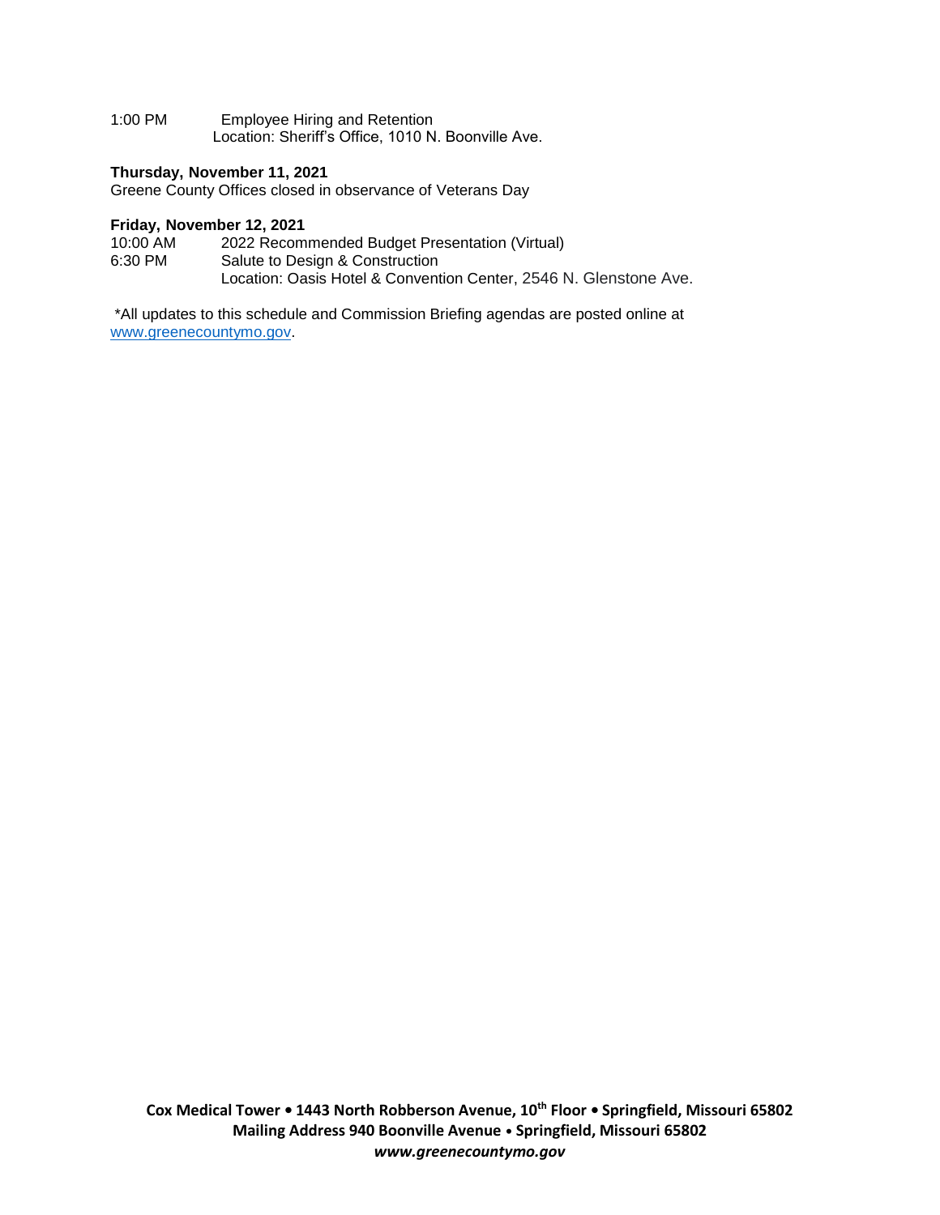1:00 PM Employee Hiring and Retention
Location: Sheriff's Office, 1010 N. Boonville Ave.

**Thursday, November 11, 2021**
Greene County Offices closed in observance of Veterans Day

**Friday, November 12, 2021**
10:00 AM 2022 Recommended Budget Presentation (Virtual)
6:30 PM Salute to Design & Construction
Location: Oasis Hotel & Convention Center, 2546 N. Glenstone Ave.

*All updates to this schedule and Commission Briefing agendas are posted online at www.greenecountymo.gov.

**Cox Medical Tower • 1443 North Robberson Avenue, 10th Floor • Springfield, Missouri 65802**
**Mailing Address 940 Boonville Avenue • Springfield, Missouri 65802**
***www.greenecountymo.gov***